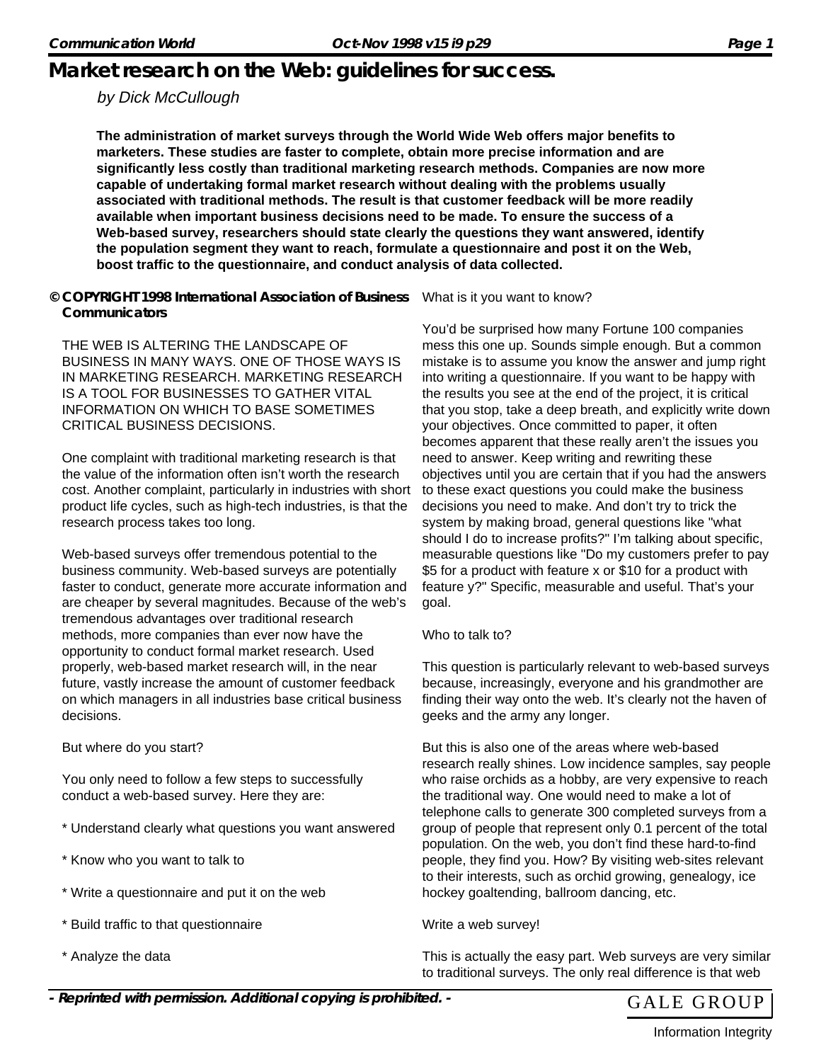# Market research on the Web: guidelines for success.

*by Dick McCullough*

**The administration of market surveys through the World Wide Web offers major benefits to marketers. These studies are faster to complete, obtain more precise information and are significantly less costly than traditional marketing research methods. Companies are now more capable of undertaking formal market research without dealing with the problems usually associated with traditional methods. The result is that customer feedback will be more readily available when important business decisions need to be made. To ensure the success of a Web-based survey, researchers should state clearly the questions they want answered, identify the population segment they want to reach, formulate a questionnaire and post it on the Web, boost traffic to the questionnaire, and conduct analysis of data collected.**

**© COPYRIGHT 1998 International Association of Business Communicators**

THE WEB IS ALTERING THE LANDSCAPE OF BUSINESS IN MANY WAYS. ONE OF THOSE WAYS IS IN MARKETING RESEARCH. MARKETING RESEARCH IS A TOOL FOR BUSINESSES TO GATHER VITAL INFORMATION ON WHICH TO BASE SOMETIMES CRITICAL BUSINESS DECISIONS.

One complaint with traditional marketing research is that the value of the information often isn't worth the research cost. Another complaint, particularly in industries with short product life cycles, such as high-tech industries, is that the research process takes too long.

Web-based surveys offer tremendous potential to the business community. Web-based surveys are potentially faster to conduct, generate more accurate information and are cheaper by several magnitudes. Because of the web's tremendous advantages over traditional research methods, more companies than ever now have the opportunity to conduct formal market research. Used properly, web-based market research will, in the near future, vastly increase the amount of customer feedback on which managers in all industries base critical business decisions.

But where do you start?

You only need to follow a few steps to successfully conduct a web-based survey. Here they are:

* Understand clearly what questions you want answered

* Know who you want to talk to

* Write a questionnaire and put it on the web

* Build traffic to that questionnaire

* Analyze the data

What is it you want to know?

You'd be surprised how many Fortune 100 companies mess this one up. Sounds simple enough. But a common mistake is to assume you know the answer and jump right into writing a questionnaire. If you want to be happy with the results you see at the end of the project, it is critical that you stop, take a deep breath, and explicitly write down your objectives. Once committed to paper, it often becomes apparent that these really aren't the issues you need to answer. Keep writing and rewriting these objectives until you are certain that if you had the answers to these exact questions you could make the business decisions you need to make. And don't try to trick the system by making broad, general questions like "what should I do to increase profits?" I'm talking about specific, measurable questions like "Do my customers prefer to pay $5 for a product with feature x or $10 for a product with feature y?" Specific, measurable and useful. That's your goal.

Who to talk to?

This question is particularly relevant to web-based surveys because, increasingly, everyone and his grandmother are finding their way onto the web. It's clearly not the haven of geeks and the army any longer.

But this is also one of the areas where web-based research really shines. Low incidence samples, say people who raise orchids as a hobby, are very expensive to reach the traditional way. One would need to make a lot of telephone calls to generate 300 completed surveys from a group of people that represent only 0.1 percent of the total population. On the web, you don't find these hard-to-find people, they find you. How? By visiting web-sites relevant to their interests, such as orchid growing, genealogy, ice hockey goaltending, ballroom dancing, etc.

Write a web survey!

This is actually the easy part. Web surveys are very similar to traditional surveys. The only real difference is that web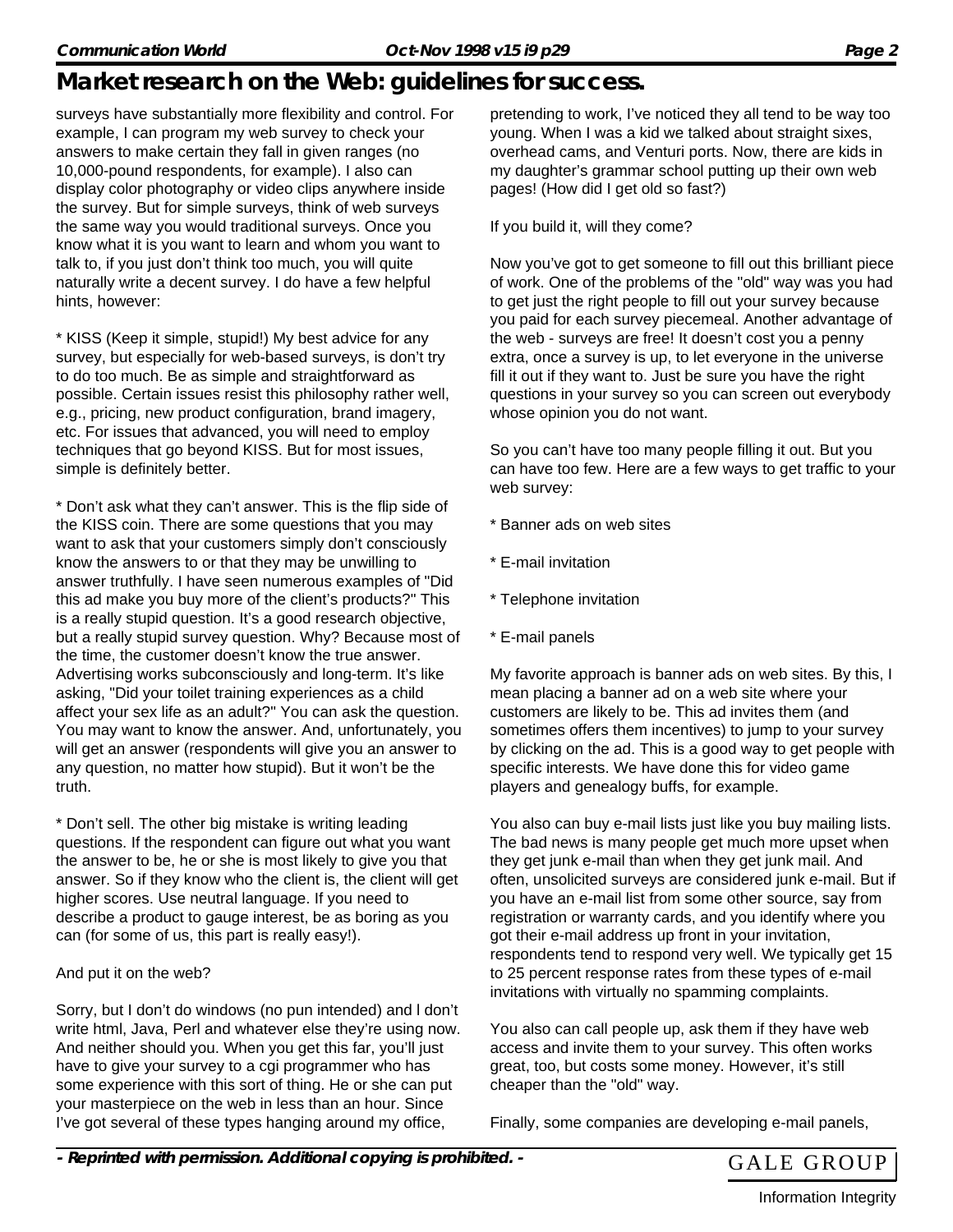surveys have substantially more flexibility and control. For example, I can program my web survey to check your answers to make certain they fall in given ranges (no 10,000-pound respondents, for example). I also can display color photography or video clips anywhere inside the survey. But for simple surveys, think of web surveys the same way you would traditional surveys. Once you know what it is you want to learn and whom you want to talk to, if you just don't think too much, you will quite naturally write a decent survey. I do have a few helpful hints, however:

* KISS (Keep it simple, stupid!) My best advice for any survey, but especially for web-based surveys, is don't try to do too much. Be as simple and straightforward as possible. Certain issues resist this philosophy rather well, e.g., pricing, new product configuration, brand imagery, etc. For issues that advanced, you will need to employ techniques that go beyond KISS. But for most issues, simple is definitely better.

* Don't ask what they can't answer. This is the flip side of the KISS coin. There are some questions that you may want to ask that your customers simply don't consciously know the answers to or that they may be unwilling to answer truthfully. I have seen numerous examples of "Did this ad make you buy more of the client's products?" This is a really stupid question. It's a good research objective, but a really stupid survey question. Why? Because most of the time, the customer doesn't know the true answer. Advertising works subconsciously and long-term. It's like asking, "Did your toilet training experiences as a child affect your sex life as an adult?" You can ask the question. You may want to know the answer. And, unfortunately, you will get an answer (respondents will give you an answer to any question, no matter how stupid). But it won't be the truth.

* Don't sell. The other big mistake is writing leading questions. If the respondent can figure out what you want the answer to be, he or she is most likely to give you that answer. So if they know who the client is, the client will get higher scores. Use neutral language. If you need to describe a product to gauge interest, be as boring as you can (for some of us, this part is really easy!).

And put it on the web?

Sorry, but I don't do windows (no pun intended) and I don't write html, Java, Perl and whatever else they're using now. And neither should you. When you get this far, you'll just have to give your survey to a cgi programmer who has some experience with this sort of thing. He or she can put your masterpiece on the web in less than an hour. Since I've got several of these types hanging around my office, pretending to work, I've noticed they all tend to be way too young. When I was a kid we talked about straight sixes, overhead cams, and Venturi ports. Now, there are kids in my daughter's grammar school putting up their own web pages! (How did I get old so fast?)

If you build it, will they come?

Now you've got to get someone to fill out this brilliant piece of work. One of the problems of the "old" way was you had to get just the right people to fill out your survey because you paid for each survey piecemeal. Another advantage of the web - surveys are free! It doesn't cost you a penny extra, once a survey is up, to let everyone in the universe fill it out if they want to. Just be sure you have the right questions in your survey so you can screen out everybody whose opinion you do not want.

So you can't have too many people filling it out. But you can have too few. Here are a few ways to get traffic to your web survey:

* Banner ads on web sites

* E-mail invitation

* Telephone invitation

* E-mail panels

My favorite approach is banner ads on web sites. By this, I mean placing a banner ad on a web site where your customers are likely to be. This ad invites them (and sometimes offers them incentives) to jump to your survey by clicking on the ad. This is a good way to get people with specific interests. We have done this for video game players and genealogy buffs, for example.

You also can buy e-mail lists just like you buy mailing lists. The bad news is many people get much more upset when they get junk e-mail than when they get junk mail. And often, unsolicited surveys are considered junk e-mail. But if you have an e-mail list from some other source, say from registration or warranty cards, and you identify where you got their e-mail address up front in your invitation, respondents tend to respond very well. We typically get 15 to 25 percent response rates from these types of e-mail invitations with virtually no spamming complaints.

You also can call people up, ask them if they have web access and invite them to your survey. This often works great, too, but costs some money. However, it's still cheaper than the "old" way.

Finally, some companies are developing e-mail panels,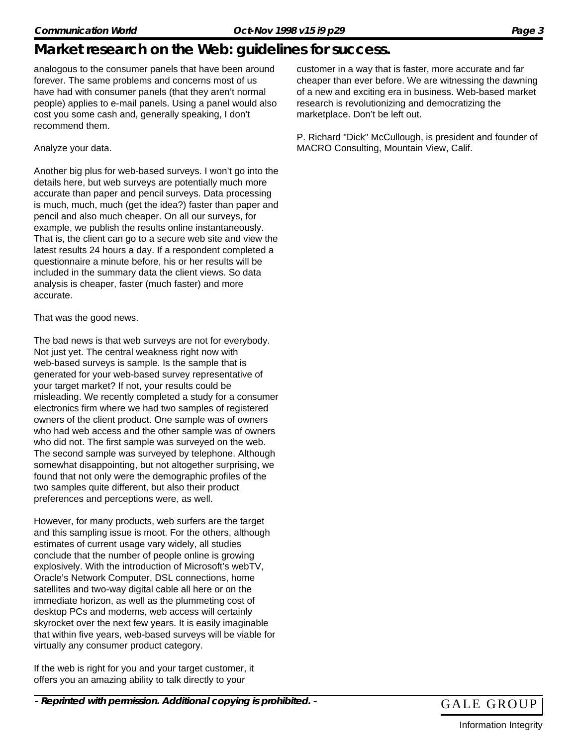analogous to the consumer panels that have been around forever. The same problems and concerns most of us have had with consumer panels (that they aren't normal people) applies to e-mail panels. Using a panel would also cost you some cash and, generally speaking, I don't recommend them.

Analyze your data.

Another big plus for web-based surveys. I won't go into the details here, but web surveys are potentially much more accurate than paper and pencil surveys. Data processing is much, much, much (get the idea?) faster than paper and pencil and also much cheaper. On all our surveys, for example, we publish the results online instantaneously. That is, the client can go to a secure web site and view the latest results 24 hours a day. If a respondent completed a questionnaire a minute before, his or her results will be included in the summary data the client views. So data analysis is cheaper, faster (much faster) and more accurate.

That was the good news.

The bad news is that web surveys are not for everybody. Not just yet. The central weakness right now with web-based surveys is sample. Is the sample that is generated for your web-based survey representative of your target market? If not, your results could be misleading. We recently completed a study for a consumer electronics firm where we had two samples of registered owners of the client product. One sample was of owners who had web access and the other sample was of owners who did not. The first sample was surveyed on the web. The second sample was surveyed by telephone. Although somewhat disappointing, but not altogether surprising, we found that not only were the demographic profiles of the two samples quite different, but also their product preferences and perceptions were, as well.

However, for many products, web surfers are the target and this sampling issue is moot. For the others, although estimates of current usage vary widely, all studies conclude that the number of people online is growing explosively. With the introduction of Microsoft's webTV, Oracle's Network Computer, DSL connections, home satellites and two-way digital cable all here or on the immediate horizon, as well as the plummeting cost of desktop PCs and modems, web access will certainly skyrocket over the next few years. It is easily imaginable that within five years, web-based surveys will be viable for virtually any consumer product category.

If the web is right for you and your target customer, it offers you an amazing ability to talk directly to your customer in a way that is faster, more accurate and far cheaper than ever before. We are witnessing the dawning of a new and exciting era in business. Web-based market research is revolutionizing and democratizing the marketplace. Don't be left out.

P. Richard "Dick" McCullough, is president and founder of MACRO Consulting, Mountain View, Calif.